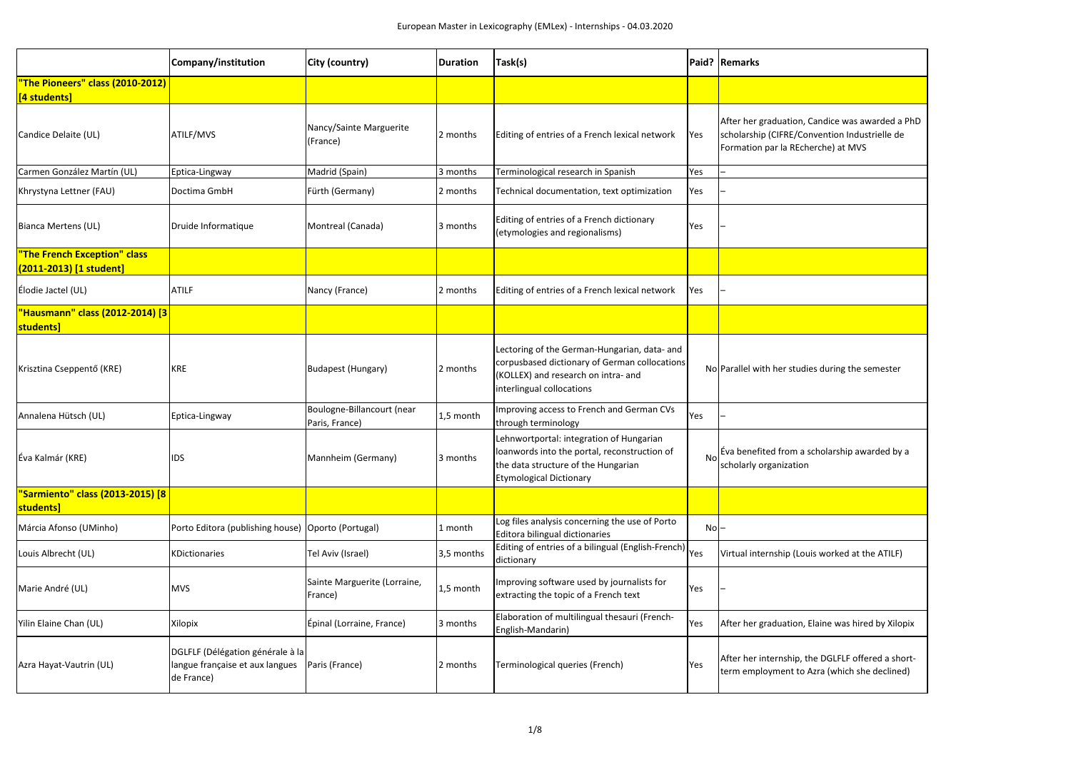European Master in Lexicography (EMLex) - Internships - 04.03.2020

| | Company/institution | City (country) | Duration | Task(s) | Paid? | Remarks |
|---|---|---|---|---|---|---|
| **"The Pioneers" class (2010-2012) [4 students]** | | | | | | |
| Candice Delaite (UL) | ATILF/MVS | Nancy/Sainte Marguerite (France) | 2 months | Editing of entries of a French lexical network | Yes | After her graduation, Candice was awarded a PhD scholarship (CIFRE/Convention Industrielle de Formation par la REcherche) at MVS |
| Carmen González Martín (UL) | Eptica-Lingway | Madrid (Spain) | 3 months | Terminological research in Spanish | Yes | – |
| Khrystyna Lettner (FAU) | Doctima GmbH | Fürth (Germany) | 2 months | Technical documentation, text optimization | Yes | – |
| Bianca Mertens (UL) | Druide Informatique | Montreal (Canada) | 3 months | Editing of entries of a French dictionary (etymologies and regionalisms) | Yes | – |
| **"The French Exception" class (2011-2013) [1 student]** | | | | | | |
| Élodie Jactel (UL) | ATILF | Nancy (France) | 2 months | Editing of entries of a French lexical network | Yes | – |
| **"Hausmann" class (2012-2014) [3 students]** | | | | | | |
| Krisztina Cseppentő (KRE) | KRE | Budapest (Hungary) | 2 months | Lectoring of the German-Hungarian, data- and corpusbased dictionary of German collocations (KOLLEX) and research on intra- and interlingual collocations | No | Parallel with her studies during the semester |
| Annalena Hütsch (UL) | Eptica-Lingway | Boulogne-Billancourt (near Paris, France) | 1,5 month | Improving access to French and German CVs through terminology | Yes | – |
| Éva Kalmár (KRE) | IDS | Mannheim (Germany) | 3 months | Lehnwortportal: integration of Hungarian loanwords into the portal, reconstruction of the data structure of the Hungarian Etymological Dictionary | No | Éva benefited from a scholarship awarded by a scholarly organization |
| **"Sarmiento" class (2013-2015) [8 students]** | | | | | | |
| Márcia Afonso (UMinho) | Porto Editora (publishing house) | Oporto (Portugal) | 1 month | Log files analysis concerning the use of Porto Editora bilingual dictionaries | No | – |
| Louis Albrecht (UL) | KDictionaries | Tel Aviv (Israel) | 3,5 months | Editing of entries of a bilingual (English-French) dictionary | Yes | Virtual internship (Louis worked at the ATILF) |
| Marie André (UL) | MVS | Sainte Marguerite (Lorraine, France) | 1,5 month | Improving software used by journalists for extracting the topic of a French text | Yes | – |
| Yilin Elaine Chan (UL) | Xilopix | Épinal (Lorraine, France) | 3 months | Elaboration of multilingual thesauri (French-English-Mandarin) | Yes | After her graduation, Elaine was hired by Xilopix |
| Azra Hayat-Vautrin (UL) | DGLFLF (Délégation générale à la langue française et aux langues de France) | Paris (France) | 2 months | Terminological queries (French) | Yes | After her internship, the DGLFLF offered a short-term employment to Azra (which she declined) |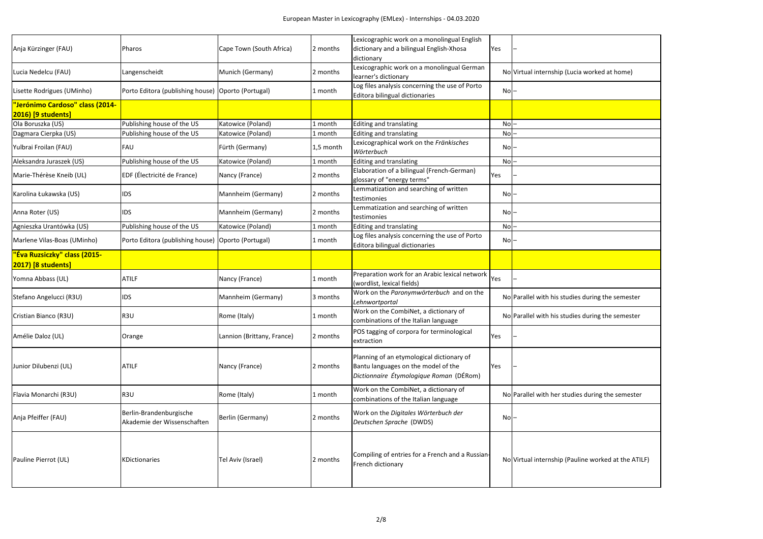European Master in Lexicography (EMLex) - Internships - 04.03.2020

| | | | | | | |
|---|---|---|---|---|---|---|
| Anja Kürzinger (FAU) | Pharos | Cape Town (South Africa) | 2 months | Lexicographic work on a monolingual English dictionary and a bilingual English-Xhosa dictionary | Yes | – |
| Lucia Nedelcu (FAU) | Langenscheidt | Munich (Germany) | 2 months | Lexicographic work on a monolingual German learner's dictionary | No | Virtual internship (Lucia worked at home) |
| Lisette Rodrigues (UMinho) | Porto Editora (publishing house) | Oporto (Portugal) | 1 month | Log files analysis concerning the use of Porto Editora bilingual dictionaries | No | – |
| **"Jerónimo Cardoso" class (2014-2016) [9 students]** | | | | | | |
| Ola Boruszka (US) | Publishing house of the US | Katowice (Poland) | 1 month | Editing and translating | No | – |
| Dagmara Cierpka (US) | Publishing house of the US | Katowice (Poland) | 1 month | Editing and translating | No | – |
| Yulbrai Froilan (FAU) | FAU | Fürth (Germany) | 1,5 month | Lexicographical work on the *Fränkisches Wörterbuch* | No | – |
| Aleksandra Juraszek (US) | Publishing house of the US | Katowice (Poland) | 1 month | Editing and translating | No | – |
| Marie-Thérèse Kneib (UL) | EDF (Électricité de France) | Nancy (France) | 2 months | Elaboration of a bilingual (French-German) glossary of "energy terms" | Yes | – |
| Karolina Łukawska (US) | IDS | Mannheim (Germany) | 2 months | Lemmatization and searching of written testimonies | No | – |
| Anna Roter (US) | IDS | Mannheim (Germany) | 2 months | Lemmatization and searching of written testimonies | No | – |
| Agnieszka Urantówka (US) | Publishing house of the US | Katowice (Poland) | 1 month | Editing and translating | No | – |
| Marlene Vilas-Boas (UMinho) | Porto Editora (publishing house) | Oporto (Portugal) | 1 month | Log files analysis concerning the use of Porto Editora bilingual dictionaries | No | – |
| **"Éva Ruzsiczky" class (2015-2017) [8 students]** | | | | | | |
| Yomna Abbass (UL) | ATILF | Nancy (France) | 1 month | Preparation work for an Arabic lexical network (wordlist, lexical fields) | Yes | – |
| Stefano Angelucci (R3U) | IDS | Mannheim (Germany) | 3 months | Work on the *Paronymwörterbuch* and on the *Lehnwortportal* | No | Parallel with his studies during the semester |
| Cristian Bianco (R3U) | R3U | Rome (Italy) | 1 month | Work on the CombiNet, a dictionary of combinations of the Italian language | No | Parallel with his studies during the semester |
| Amélie Daloz (UL) | Orange | Lannion (Brittany, France) | 2 months | POS tagging of corpora for terminological extraction | Yes | – |
| Junior Dilubenzi (UL) | ATILF | Nancy (France) | 2 months | Planning of an etymological dictionary of Bantu languages on the model of the *Dictionnaire Étymologique Roman* (DÉRom) | Yes | – |
| Flavia Monarchi (R3U) | R3U | Rome (Italy) | 1 month | Work on the CombiNet, a dictionary of combinations of the Italian language | No | Parallel with her studies during the semester |
| Anja Pfeiffer (FAU) | Berlin-Brandenburgische Akademie der Wissenschaften | Berlin (Germany) | 2 months | Work on the *Digitales Wörterbuch der Deutschen Sprache* (DWDS) | No | – |
| Pauline Pierrot (UL) | KDictionaries | Tel Aviv (Israel) | 2 months | Compiling of entries for a French and a Russian-French dictionary | No | Virtual internship (Pauline worked at the ATILF) |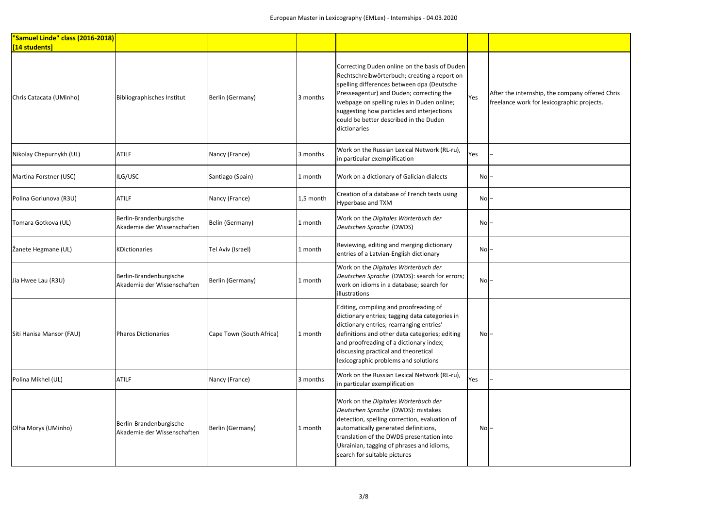| "Samuel Linde" class (2016-2018) [14 students] | | | | | | |
|---|---|---|---|---|---|---|
| Chris Catacata (UMinho) | Bibliographisches Institut | Berlin (Germany) | 3 months | Correcting Duden online on the basis of Duden Rechtschreibwörterbuch; creating a report on spelling differences between dpa (Deutsche Presseagentur) and Duden; correcting the webpage on spelling rules in Duden online; suggesting how particles and interjections could be better described in the Duden dictionaries | Yes | After the internship, the company offered Chris freelance work for lexicographic projects. |
| Nikolay Chepurnykh (UL) | ATILF | Nancy (France) | 3 months | Work on the Russian Lexical Network (RL-ru), in particular exemplification | Yes | – |
| Martina Forstner (USC) | ILG/USC | Santiago (Spain) | 1 month | Work on a dictionary of Galician dialects | No | – |
| Polina Goriunova (R3U) | ATILF | Nancy (France) | 1,5 month | Creation of a database of French texts using Hyperbase and TXM | No | – |
| Tomara Gotkova (UL) | Berlin-Brandenburgische Akademie der Wissenschaften | Belin (Germany) | 1 month | Work on the *Digitales Wörterbuch der Deutschen Sprache* (DWDS) | No | – |
| Žanete Hegmane (UL) | KDictionaries | Tel Aviv (Israel) | 1 month | Reviewing, editing and merging dictionary entries of a Latvian-English dictionary | No | – |
| Jia Hwee Lau (R3U) | Berlin-Brandenburgische Akademie der Wissenschaften | Berlin (Germany) | 1 month | Work on the *Digitales Wörterbuch der Deutschen Sprache* (DWDS): search for errors; work on idioms in a database; search for illustrations | No | – |
| Siti Hanisa Mansor (FAU) | Pharos Dictionaries | Cape Town (South Africa) | 1 month | Editing, compiling and proofreading of dictionary entries; tagging data categories in dictionary entries; rearranging entries' definitions and other data categories; editing and proofreading of a dictionary index; discussing practical and theoretical lexicographic problems and solutions | No | – |
| Polina Mikhel (UL) | ATILF | Nancy (France) | 3 months | Work on the Russian Lexical Network (RL-ru), in particular exemplification | Yes | – |
| Olha Morys (UMinho) | Berlin-Brandenburgische Akademie der Wissenschaften | Berlin (Germany) | 1 month | Work on the *Digitales Wörterbuch der Deutschen Sprache* (DWDS): mistakes detection, spelling correction, evaluation of automatically generated definitions, translation of the DWDS presentation into Ukrainian, tagging of phrases and idioms, search for suitable pictures | No | – |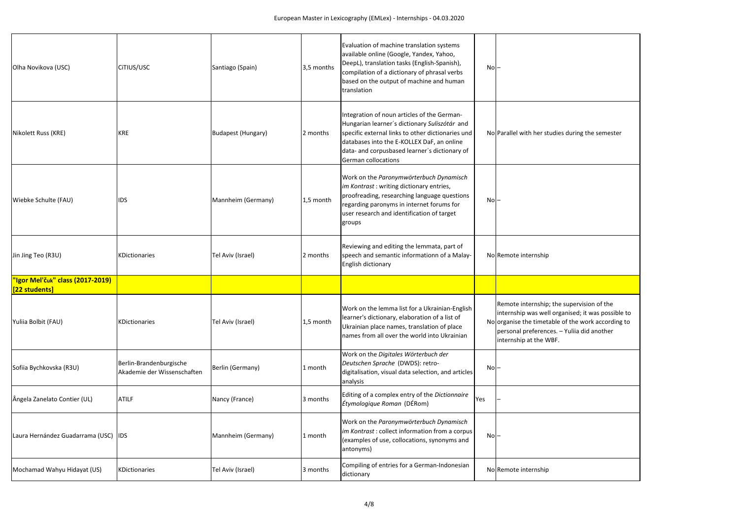| | | | | | | |
|---|---|---|---|---|---|---|
| Olha Novikova (USC) | CiTIUS/USC | Santiago (Spain) | 3,5 months | Evaluation of machine translation systems available online (Google, Yandex, Yahoo, DeepL), translation tasks (English-Spanish), compilation of a dictionary of phrasal verbs based on the output of machine and human translation | No | – |
| Nikolett Russ (KRE) | KRE | Budapest (Hungary) | 2 months | Integration of noun articles of the German-Hungarian learner´s dictionary *Suliszótár* and specific external links to other dictionaries und databases into the E-KOLLEX DaF, an online data- and corpusbased learner´s dictionary of German collocations | No | Parallel with her studies during the semester |
| Wiebke Schulte (FAU) | IDS | Mannheim (Germany) | 1,5 month | Work on the *Paronymwörterbuch Dynamisch im Kontrast* : writing dictionary entries, proofreading, researching language questions regarding paronyms in internet forums for user research and identification of target groups | No | – |
| Jin Jing Teo (R3U) | KDictionaries | Tel Aviv (Israel) | 2 months | Reviewing and editing the lemmata, part of speech and semantic informationn of a Malay-English dictionary | No | Remote internship |
| **"Igor Mel'čuk" class (2017-2019) [22 students]** | | | | | | |
| Yuliia Bolbit (FAU) | KDictionaries | Tel Aviv (Israel) | 1,5 month | Work on the lemma list for a Ukrainian-English learner's dictionary, elaboration of a list of Ukrainian place names, translation of place names from all over the world into Ukrainian | No | Remote internship; the supervision of the internship was well organised; it was possible to organise the timetable of the work according to personal preferences. – Yuliia did another internship at the WBF. |
| Sofiia Bychkovska (R3U) | Berlin-Brandenburgische Akademie der Wissenschaften | Berlin (Germany) | 1 month | Work on the *Digitales Wörterbuch der Deutschen Sprache* (DWDS): retro-digitalisation, visual data selection, and articles analysis | No | – |
| Ângela Zanelato Contier (UL) | ATILF | Nancy (France) | 3 months | Editing of a complex entry of the *Dictionnaire Étymologique Roman* (DÉRom) | Yes | – |
| Laura Hernández Guadarrama (USC) | IDS | Mannheim (Germany) | 1 month | Work on the *Paronymwörterbuch Dynamisch im Kontrast* : collect information from a corpus (examples of use, collocations, synonyms and antonyms) | No | – |
| Mochamad Wahyu Hidayat (US) | KDictionaries | Tel Aviv (Israel) | 3 months | Compiling of entries for a German-Indonesian dictionary | No | Remote internship |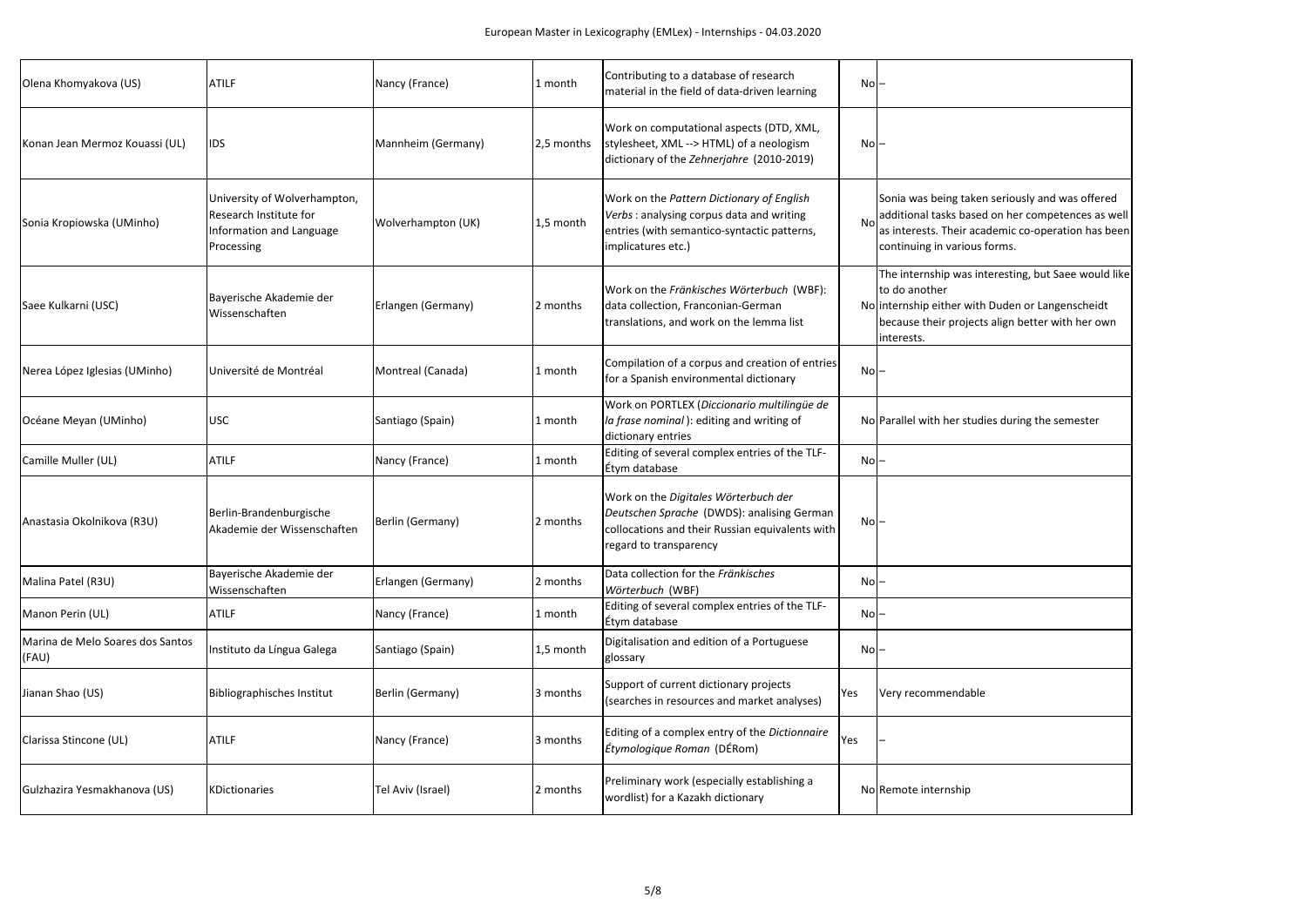| | | | | | | |
|---|---|---|---|---|---|---|
| Olena Khomyakova (US) | ATILF | Nancy (France) | 1 month | Contributing to a database of research material in the field of data-driven learning | No | – |
| Konan Jean Mermoz Kouassi (UL) | IDS | Mannheim (Germany) | 2,5 months | Work on computational aspects (DTD, XML, stylesheet, XML --> HTML) of a neologism dictionary of the *Zehnerjahre* (2010-2019) | No | – |
| Sonia Kropiowska (UMinho) | University of Wolverhampton, Research Institute for Information and Language Processing | Wolverhampton (UK) | 1,5 month | Work on the *Pattern Dictionary of English Verbs*: analysing corpus data and writing entries (with semantico-syntactic patterns, implicatures etc.) | No | Sonia was being taken seriously and was offered additional tasks based on her competences as well as interests. Their academic co-operation has been continuing in various forms. |
| Saee Kulkarni (USC) | Bayerische Akademie der Wissenschaften | Erlangen (Germany) | 2 months | Work on the *Fränkisches Wörterbuch* (WBF): data collection, Franconian-German translations, and work on the lemma list | No | The internship was interesting, but Saee would like to do another internship either with Duden or Langenscheidt because their projects align better with her own interests. |
| Nerea López Iglesias (UMinho) | Université de Montréal | Montreal (Canada) | 1 month | Compilation of a corpus and creation of entries for a Spanish environmental dictionary | No | – |
| Océane Meyan (UMinho) | USC | Santiago (Spain) | 1 month | Work on PORTLEX (*Diccionario multilingüe de la frase nominal*): editing and writing of dictionary entries | No | Parallel with her studies during the semester |
| Camille Muller (UL) | ATILF | Nancy (France) | 1 month | Editing of several complex entries of the TLF-Étym database | No | – |
| Anastasia Okolnikova (R3U) | Berlin-Brandenburgische Akademie der Wissenschaften | Berlin (Germany) | 2 months | Work on the *Digitales Wörterbuch der Deutschen Sprache* (DWDS): analising German collocations and their Russian equivalents with regard to transparency | No | – |
| Malina Patel (R3U) | Bayerische Akademie der Wissenschaften | Erlangen (Germany) | 2 months | Data collection for the *Fränkisches Wörterbuch* (WBF) | No | – |
| Manon Perin (UL) | ATILF | Nancy (France) | 1 month | Editing of several complex entries of the TLF-Étym database | No | – |
| Marina de Melo Soares dos Santos (FAU) | Instituto da Língua Galega | Santiago (Spain) | 1,5 month | Digitalisation and edition of a Portuguese glossary | No | – |
| Jianan Shao (US) | Bibliographisches Institut | Berlin (Germany) | 3 months | Support of current dictionary projects (searches in resources and market analyses) | Yes | Very recommendable |
| Clarissa Stincone (UL) | ATILF | Nancy (France) | 3 months | Editing of a complex entry of the *Dictionnaire Étymologique Roman* (DÉRom) | Yes | – |
| Gulzhazira Yesmakhanova (US) | KDictionaries | Tel Aviv (Israel) | 2 months | Preliminary work (especially establishing a wordlist) for a Kazakh dictionary | No | Remote internship |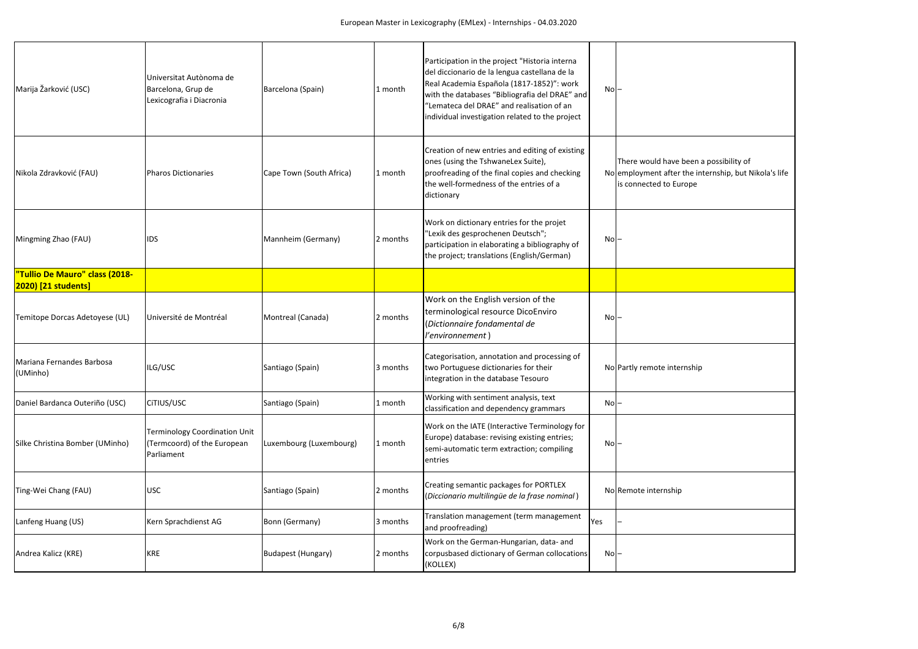| | | | | | | |
|---|---|---|---|---|---|---|
| Marija Žarković (USC) | Universitat Autònoma de Barcelona, Grup de Lexicografia i Diacronia | Barcelona (Spain) | 1 month | Participation in the project "Historia interna del diccionario de la lengua castellana de la Real Academia Española (1817-1852)": work with the databases "Bibliografia del DRAE" and "Lemateca del DRAE" and realisation of an individual investigation related to the project | No | – |
| Nikola Zdravković (FAU) | Pharos Dictionaries | Cape Town (South Africa) | 1 month | Creation of new entries and editing of existing ones (using the TshwaneLex Suite), proofreading of the final copies and checking the well-formedness of the entries of a dictionary | No | There would have been a possibility of employment after the internship, but Nikola's life is connected to Europe |
| Mingming Zhao (FAU) | IDS | Mannheim (Germany) | 2 months | Work on dictionary entries for the projet "Lexik des gesprochenen Deutsch"; participation in elaborating a bibliography of the project; translations (English/German) | No | – |
| **"Tullio De Mauro" class (2018-2020) [21 students]** | | | | | | |
| Temitope Dorcas Adetoyese (UL) | Université de Montréal | Montreal (Canada) | 2 months | Work on the English version of the terminological resource DicoEnviro (*Dictionnaire fondamental de l'environnement*) | No | – |
| Mariana Fernandes Barbosa (UMinho) | ILG/USC | Santiago (Spain) | 3 months | Categorisation, annotation and processing of two Portuguese dictionaries for their integration in the database Tesouro | No | Partly remote internship |
| Daniel Bardanca Outeriño (USC) | CiTIUS/USC | Santiago (Spain) | 1 month | Working with sentiment analysis, text classification and dependency grammars | No | – |
| Silke Christina Bomber (UMinho) | Terminology Coordination Unit (Termcoord) of the European Parliament | Luxembourg (Luxembourg) | 1 month | Work on the IATE (Interactive Terminology for Europe) database: revising existing entries; semi-automatic term extraction; compiling entries | No | – |
| Ting-Wei Chang (FAU) | USC | Santiago (Spain) | 2 months | Creating semantic packages for PORTLEX (*Diccionario multilingüe de la frase nominal*) | No | Remote internship |
| Lanfeng Huang (US) | Kern Sprachdienst AG | Bonn (Germany) | 3 months | Translation management (term management and proofreading) | Yes | – |
| Andrea Kalicz (KRE) | KRE | Budapest (Hungary) | 2 months | Work on the German-Hungarian, data- and corpusbased dictionary of German collocations (KOLLEX) | No | – |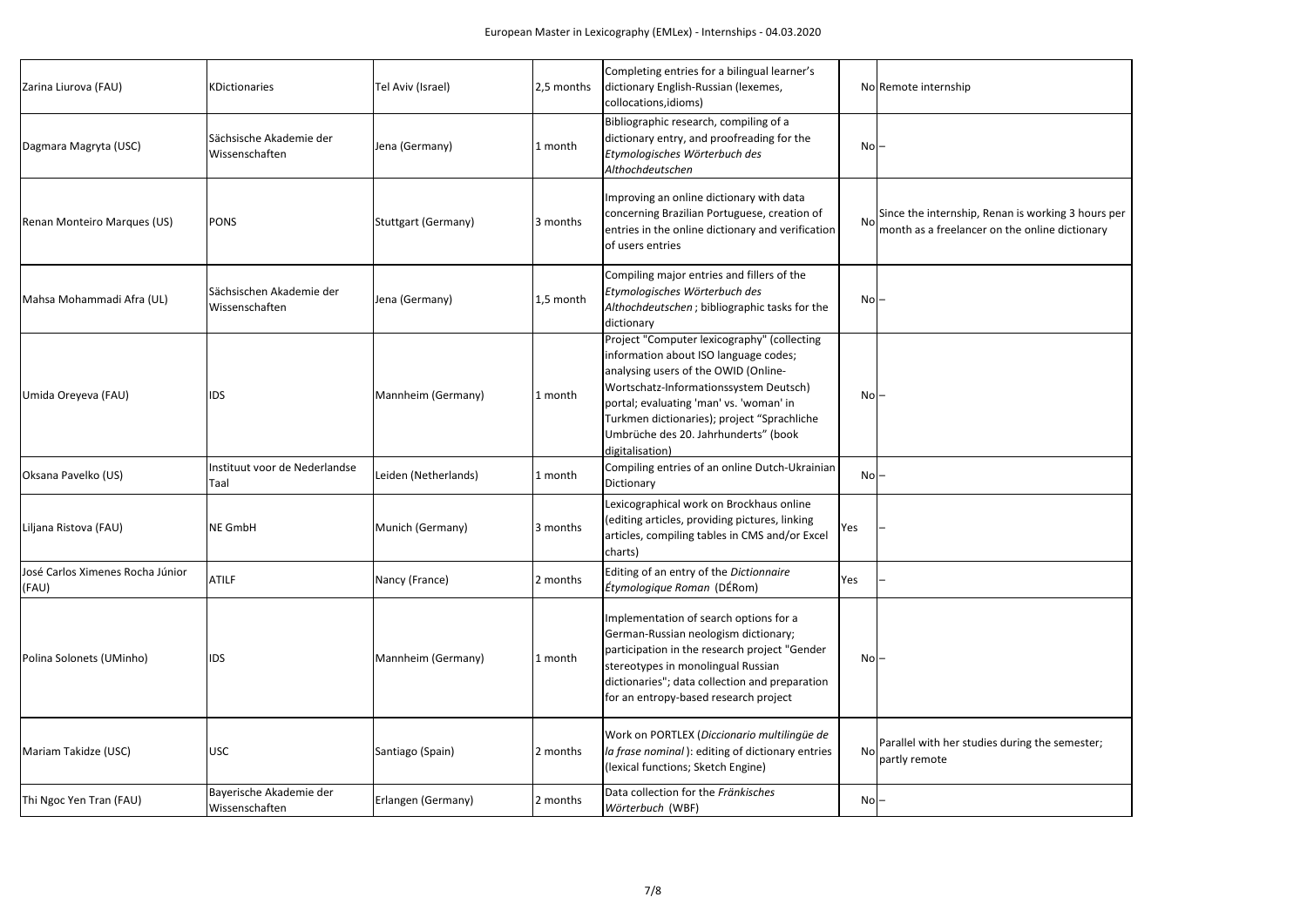| | | | | | | |
|---|---|---|---|---|---|---|
| Zarina Liurova (FAU) | KDictionaries | Tel Aviv (Israel) | 2,5 months | Completing entries for a bilingual learner's dictionary English-Russian (lexemes, collocations,idioms) | No | Remote internship |
| Dagmara Magryta (USC) | Sächsische Akademie der Wissenschaften | Jena (Germany) | 1 month | Bibliographic research, compiling of a dictionary entry, and proofreading for the *Etymologisches Wörterbuch des Althochdeutschen* | No | – |
| Renan Monteiro Marques (US) | PONS | Stuttgart (Germany) | 3 months | Improving an online dictionary with data concerning Brazilian Portuguese, creation of entries in the online dictionary and verification of users entries | No | Since the internship, Renan is working 3 hours per month as a freelancer on the online dictionary |
| Mahsa Mohammadi Afra (UL) | Sächsischen Akademie der Wissenschaften | Jena (Germany) | 1,5 month | Compiling major entries and fillers of the *Etymologisches Wörterbuch des Althochdeutschen* ; bibliographic tasks for the dictionary | No | – |
| Umida Oreyeva (FAU) | IDS | Mannheim (Germany) | 1 month | Project "Computer lexicography" (collecting information about ISO language codes; analysing users of the OWID (Online-Wortschatz-Informationssystem Deutsch) portal; evaluating 'man' vs. 'woman' in Turkmen dictionaries); project "Sprachliche Umbrüche des 20. Jahrhunderts" (book digitalisation) | No | – |
| Oksana Pavelko (US) | Instituut voor de Nederlandse Taal | Leiden (Netherlands) | 1 month | Compiling entries of an online Dutch-Ukrainian Dictionary | No | – |
| Liljana Ristova (FAU) | NE GmbH | Munich (Germany) | 3 months | Lexicographical work on Brockhaus online (editing articles, providing pictures, linking articles, compiling tables in CMS and/or Excel charts) | Yes | – |
| José Carlos Ximenes Rocha Júnior (FAU) | ATILF | Nancy (France) | 2 months | Editing of an entry of the *Dictionnaire Étymologique Roman* (DÉRom) | Yes | – |
| Polina Solonets (UMinho) | IDS | Mannheim (Germany) | 1 month | Implementation of search options for a German-Russian neologism dictionary; participation in the research project "Gender stereotypes in monolingual Russian dictionaries"; data collection and preparation for an entropy-based research project | No | – |
| Mariam Takidze (USC) | USC | Santiago (Spain) | 2 months | Work on PORTLEX (*Diccionario multilingüe de la frase nominal* ): editing of dictionary entries (lexical functions; Sketch Engine) | No | Parallel with her studies during the semester; partly remote |
| Thi Ngoc Yen Tran (FAU) | Bayerische Akademie der Wissenschaften | Erlangen (Germany) | 2 months | Data collection for the *Fränkisches Wörterbuch* (WBF) | No | – |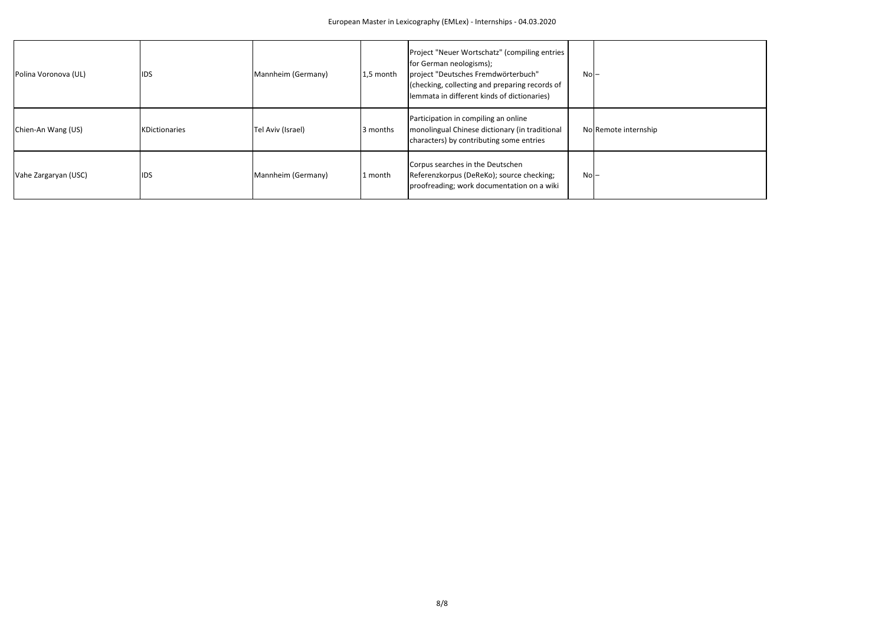| | | | | | | |
|---|---|---|---|---|---|---|
| Polina Voronova (UL) | IDS | Mannheim (Germany) | 1,5 month | Project "Neuer Wortschatz" (compiling entries for German neologisms); project "Deutsches Fremdwörterbuch" (checking, collecting and preparing records of lemmata in different kinds of dictionaries) | No | – |
| Chien-An Wang (US) | KDictionaries | Tel Aviv (Israel) | 3 months | Participation in compiling an online monolingual Chinese dictionary (in traditional characters) by contributing some entries | No | Remote internship |
| Vahe Zargaryan (USC) | IDS | Mannheim (Germany) | 1 month | Corpus searches in the Deutschen Referenzkorpus (DeReKo); source checking; proofreading; work documentation on a wiki | No | – |